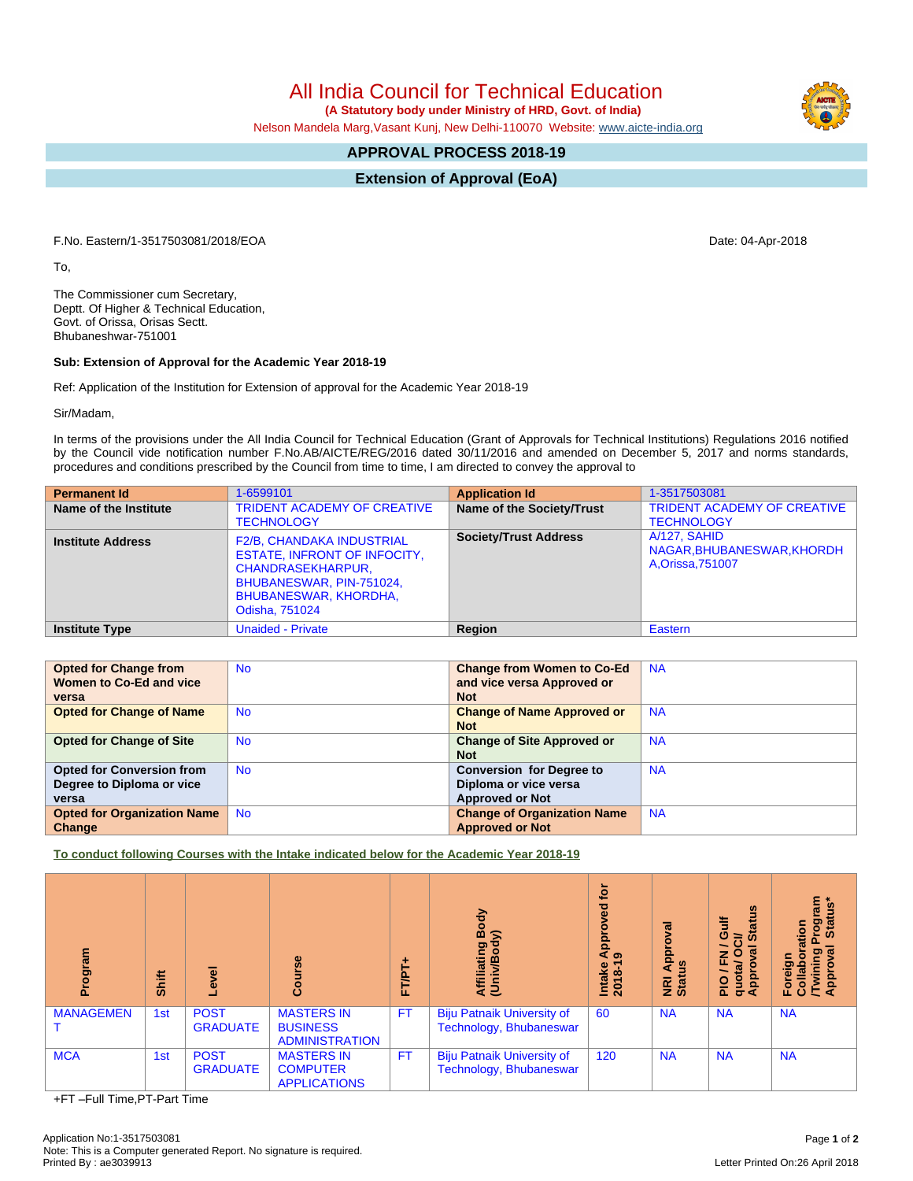# All India Council for Technical Education

**(A Statutory body under Ministry of HRD, Govt. of India)**

Nelson Mandela Marg,Vasant Kunj, New Delhi-110070 Website: www.aicte-india.org

## APPROVAL PROCESS 2018-19

## Extension of Approval (EoA)

F.No. Eastern/1-3517503081/2018/EOA

Date: 04-Apr-2018

To,

The Commissioner cum Secretary,
Deptt. Of Higher & Technical Education,
Govt. of Orissa, Orisas Sectt.
Bhubaneshwar-751001

**Sub: Extension of Approval for the Academic Year 2018-19**

Ref: Application of the Institution for Extension of approval for the Academic Year 2018-19

Sir/Madam,

In terms of the provisions under the All India Council for Technical Education (Grant of Approvals for Technical Institutions) Regulations 2016 notified by the Council vide notification number F.No.AB/AICTE/REG/2016 dated 30/11/2016 and amended on December 5, 2017 and norms standards, procedures and conditions prescribed by the Council from time to time, I am directed to convey the approval to

| **Permanent Id** | 1-6599101 | **Application Id** | 1-3517503081 |
|---|---|---|---|
| **Name of the Institute** | TRIDENT ACADEMY OF CREATIVE TECHNOLOGY | **Name of the Society/Trust** | TRIDENT ACADEMY OF CREATIVE TECHNOLOGY |
| **Institute Address** | F2/B, CHANDAKA INDUSTRIAL ESTATE, INFRONT OF INFOCITY, CHANDRASEKHARPUR, BHUBANESWAR, PIN-751024, BHUBANESWAR, KHORDHA, Odisha, 751024 | **Society/Trust Address** | A/127, SAHID NAGAR,BHUBANESWAR,KHORDHA,Orissa,751007 |
| **Institute Type** | Unaided - Private | **Region** | Eastern |

| **Opted for Change from Women to Co-Ed and vice versa** | No | **Change from Women to Co-Ed and vice versa Approved or Not** | NA |
|---|---|---|---|
| **Opted for Change of Name** | No | **Change of Name Approved or Not** | NA |
| **Opted for Change of Site** | No | **Change of Site Approved or Not** | NA |
| **Opted for Conversion from Degree to Diploma or vice versa** | No | **Conversion for Degree to Diploma or vice versa Approved or Not** | NA |
| **Opted for Organization Name Change** | No | **Change of Organization Name Approved or Not** | NA |

**To conduct following Courses with the Intake indicated below for the Academic Year 2018-19**

| Program | Shift | Level | Course | FT/PT+ | Affiliating Body (Univ/Body) | Intake Approved for 2018-19 | NRI Approval Status | PIO / FN / Gulf quota/ OCI/ Approval Status | Foreign Collaboration /Twining Program Approval Status* |
|---|---|---|---|---|---|---|---|---|---|
| MANAGEMENT | 1st | POST GRADUATE | MASTERS IN BUSINESS ADMINISTRATION | FT | Biju Patnaik University of Technology, Bhubaneswar | 60 | NA | NA | NA |
| MCA | 1st | POST GRADUATE | MASTERS IN COMPUTER APPLICATIONS | FT | Biju Patnaik University of Technology, Bhubaneswar | 120 | NA | NA | NA |

+FT –Full Time,PT-Part Time

Application No:1-3517503081
Note: This is a Computer generated Report. No signature is required.
Printed By : ae3039913

Letter Printed On:26 April 2018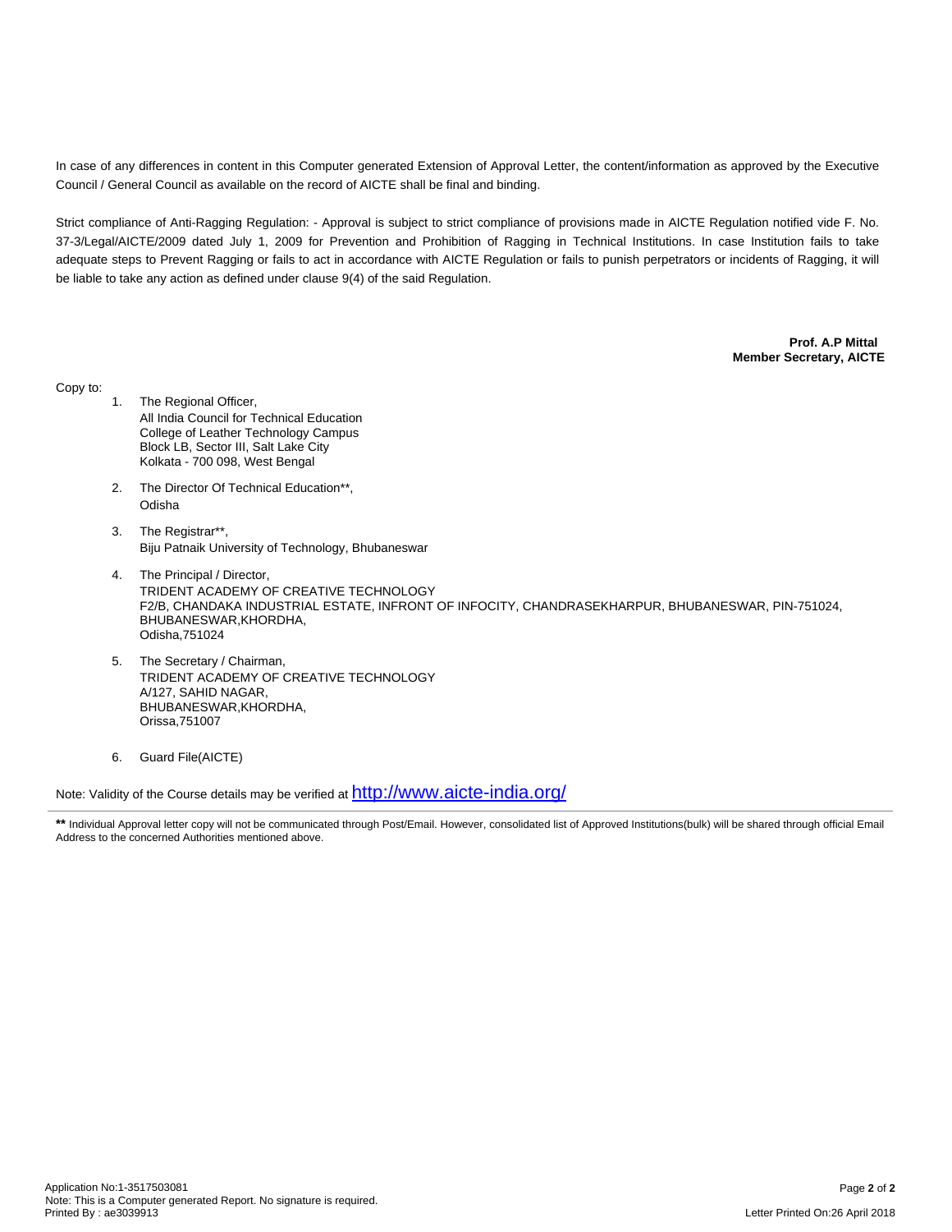In case of any differences in content in this Computer generated Extension of Approval Letter, the content/information as approved by the Executive Council / General Council as available on the record of AICTE shall be final and binding.

Strict compliance of Anti-Ragging Regulation: - Approval is subject to strict compliance of provisions made in AICTE Regulation notified vide F. No. 37-3/Legal/AICTE/2009 dated July 1, 2009 for Prevention and Prohibition of Ragging in Technical Institutions. In case Institution fails to take adequate steps to Prevent Ragging or fails to act in accordance with AICTE Regulation or fails to punish perpetrators or incidents of Ragging, it will be liable to take any action as defined under clause 9(4) of the said Regulation.

**Prof. A.P Mittal**
**Member Secretary, AICTE**

Copy to:

1. The Regional Officer,
   All India Council for Technical Education
   College of Leather Technology Campus
   Block LB, Sector III, Salt Lake City
   Kolkata - 700 098, West Bengal

2. The Director Of Technical Education**,
   Odisha

3. The Registrar**,
   Biju Patnaik University of Technology, Bhubaneswar

4. The Principal / Director,
   TRIDENT ACADEMY OF CREATIVE TECHNOLOGY
   F2/B, CHANDAKA INDUSTRIAL ESTATE, INFRONT OF INFOCITY, CHANDRASEKHARPUR, BHUBANESWAR, PIN-751024,
   BHUBANESWAR,KHORDHA,
   Odisha,751024

5. The Secretary / Chairman,
   TRIDENT ACADEMY OF CREATIVE TECHNOLOGY
   A/127, SAHID NAGAR,
   BHUBANESWAR,KHORDHA,
   Orissa,751007

6. Guard File(AICTE)

Note: Validity of the Course details may be verified at http://www.aicte-india.org/

**\*\*** Individual Approval letter copy will not be communicated through Post/Email. However, consolidated list of Approved Institutions(bulk) will be shared through official Email Address to the concerned Authorities mentioned above.

Application No:1-3517503081
Note: This is a Computer generated Report. No signature is required.
Printed By : ae3039913

Letter Printed On:26 April 2018